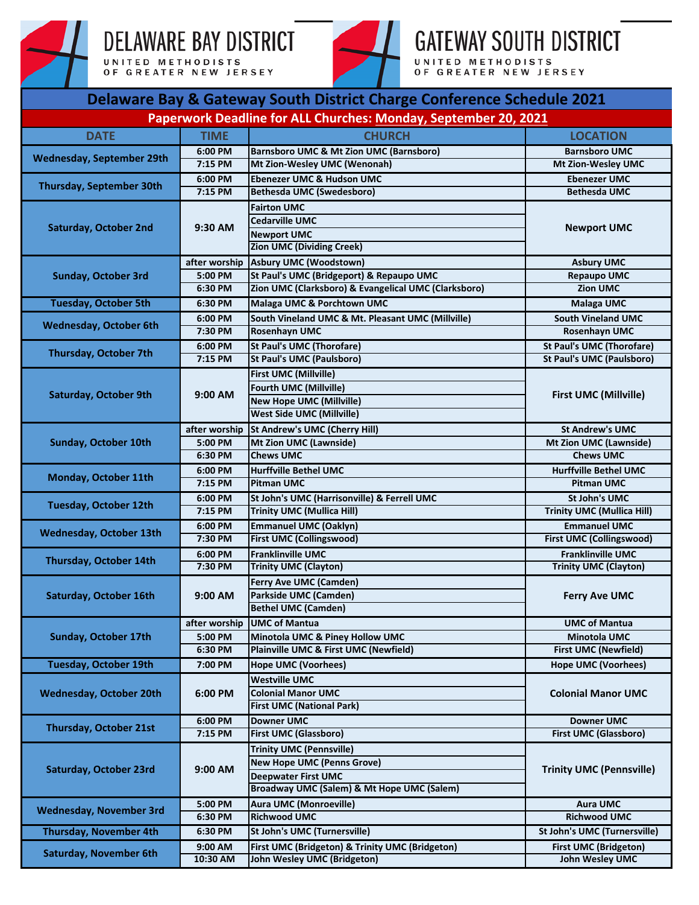DELAWARE BAY DISTRICT
UNITED METHODISTS OF GREATER NEW JERSEY

GATEWAY SOUTH DISTRICT
UNITED METHODISTS OF GREATER NEW JERSEY

# Delaware Bay & Gateway South District Charge Conference Schedule 2021

## Paperwork Deadline for ALL Churches: Monday, September 20, 2021

| DATE | TIME | CHURCH | LOCATION |
|---|---|---|---|
| Wednesday, September 29th | 6:00 PM | Barnsboro UMC & Mt Zion UMC (Barnsboro) | Barnsboro UMC |
| | 7:15 PM | Mt Zion-Wesley UMC (Wenonah) | Mt Zion-Wesley UMC |
| Thursday, September 30th | 6:00 PM | Ebenezer UMC & Hudson UMC | Ebenezer UMC |
| | 7:15 PM | Bethesda UMC (Swedesboro) | Bethesda UMC |
| Saturday, October 2nd | 9:30 AM | Fairton UMC | Newport UMC |
| | | Cedarville UMC | |
| | | Newport UMC | |
| | | Zion UMC (Dividing Creek) | |
| Sunday, October 3rd | after worship | Asbury UMC (Woodstown) | Asbury UMC |
| | 5:00 PM | St Paul's UMC (Bridgeport) & Repaupo UMC | Repaupo UMC |
| | 6:30 PM | Zion UMC (Clarksboro) & Evangelical UMC (Clarksboro) | Zion UMC |
| Tuesday, October 5th | 6:30 PM | Malaga UMC & Porchtown UMC | Malaga UMC |
| Wednesday, October 6th | 6:00 PM | South Vineland UMC & Mt. Pleasant UMC (Millville) | South Vineland UMC |
| | 7:30 PM | Rosenhayn UMC | Rosenhayn UMC |
| Thursday, October 7th | 6:00 PM | St Paul's UMC (Thorofare) | St Paul's UMC (Thorofare) |
| | 7:15 PM | St Paul's UMC (Paulsboro) | St Paul's UMC (Paulsboro) |
| Saturday, October 9th | 9:00 AM | First UMC (Millville) | First UMC (Millville) |
| | | Fourth UMC (Millville) | |
| | | New Hope UMC (Millville) | |
| | | West Side UMC (Millville) | |
| Sunday, October 10th | after worship | St Andrew's UMC (Cherry Hill) | St Andrew's UMC |
| | 5:00 PM | Mt Zion UMC (Lawnside) | Mt Zion UMC (Lawnside) |
| | 6:30 PM | Chews UMC | Chews UMC |
| Monday, October 11th | 6:00 PM | Hurffville Bethel UMC | Hurffville Bethel UMC |
| | 7:15 PM | Pitman UMC | Pitman UMC |
| Tuesday, October 12th | 6:00 PM | St John's UMC (Harrisonville) & Ferrell UMC | St John's UMC |
| | 7:15 PM | Trinity UMC (Mullica Hill) | Trinity UMC (Mullica Hill) |
| Wednesday, October 13th | 6:00 PM | Emmanuel UMC (Oaklyn) | Emmanuel UMC |
| | 7:30 PM | First UMC (Collingswood) | First UMC (Collingswood) |
| Thursday, October 14th | 6:00 PM | Franklinville UMC | Franklinville UMC |
| | 7:30 PM | Trinity UMC (Clayton) | Trinity UMC (Clayton) |
| Saturday, October 16th | 9:00 AM | Ferry Ave UMC (Camden) | Ferry Ave UMC |
| | | Parkside UMC (Camden) | |
| | | Bethel UMC (Camden) | |
| Sunday, October 17th | after worship | UMC of Mantua | UMC of Mantua |
| | 5:00 PM | Minotola UMC & Piney Hollow UMC | Minotola UMC |
| | 6:30 PM | Plainville UMC & First UMC (Newfield) | First UMC (Newfield) |
| Tuesday, October 19th | 7:00 PM | Hope UMC (Voorhees) | Hope UMC (Voorhees) |
| Wednesday, October 20th | 6:00 PM | Westville UMC | Colonial Manor UMC |
| | | Colonial Manor UMC | |
| | | First UMC (National Park) | |
| Thursday, October 21st | 6:00 PM | Downer UMC | Downer UMC |
| | 7:15 PM | First UMC (Glassboro) | First UMC (Glassboro) |
| Saturday, October 23rd | 9:00 AM | Trinity UMC (Pennsville) | Trinity UMC (Pennsville) |
| | | New Hope UMC (Penns Grove) | |
| | | Deepwater First UMC | |
| | | Broadway UMC (Salem) & Mt Hope UMC (Salem) | |
| Wednesday, November 3rd | 5:00 PM | Aura UMC (Monroeville) | Aura UMC |
| | 6:30 PM | Richwood UMC | Richwood UMC |
| Thursday, November 4th | 6:30 PM | St John's UMC (Turnersville) | St John's UMC (Turnersville) |
| Saturday, November 6th | 9:00 AM | First UMC (Bridgeton) & Trinity UMC (Bridgeton) | First UMC (Bridgeton) |
| | 10:30 AM | John Wesley UMC (Bridgeton) | John Wesley UMC |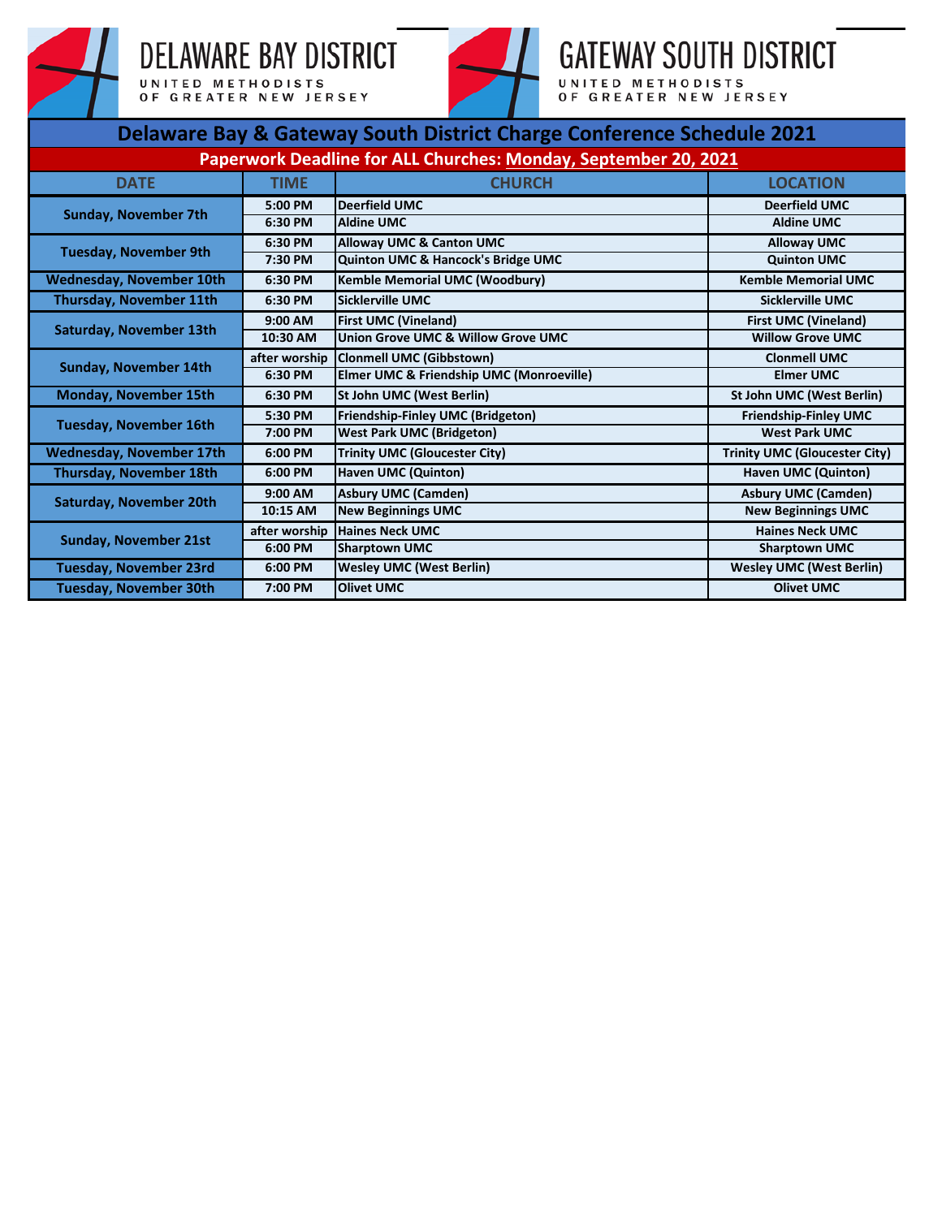DELAWARE BAY DISTRICT
UNITED METHODISTS OF GREATER NEW JERSEY

GATEWAY SOUTH DISTRICT
UNITED METHODISTS OF GREATER NEW JERSEY

# Delaware Bay & Gateway South District Charge Conference Schedule 2021

## Paperwork Deadline for ALL Churches: Monday, September 20, 2021

| DATE | TIME | CHURCH | LOCATION |
|---|---|---|---|
| Sunday, November 7th | 5:00 PM | Deerfield UMC | Deerfield UMC |
| | 6:30 PM | Aldine UMC | Aldine UMC |
| Tuesday, November 9th | 6:30 PM | Alloway UMC & Canton UMC | Alloway UMC |
| | 7:30 PM | Quinton UMC & Hancock's Bridge UMC | Quinton UMC |
| Wednesday, November 10th | 6:30 PM | Kemble Memorial UMC (Woodbury) | Kemble Memorial UMC |
| Thursday, November 11th | 6:30 PM | Sicklerville UMC | Sicklerville UMC |
| Saturday, November 13th | 9:00 AM | First UMC (Vineland) | First UMC (Vineland) |
| | 10:30 AM | Union Grove UMC & Willow Grove UMC | Willow Grove UMC |
| Sunday, November 14th | after worship | Clonmell UMC (Gibbstown) | Clonmell UMC |
| | 6:30 PM | Elmer UMC & Friendship UMC (Monroeville) | Elmer UMC |
| Monday, November 15th | 6:30 PM | St John UMC (West Berlin) | St John UMC (West Berlin) |
| Tuesday, November 16th | 5:30 PM | Friendship-Finley UMC (Bridgeton) | Friendship-Finley UMC |
| | 7:00 PM | West Park UMC (Bridgeton) | West Park UMC |
| Wednesday, November 17th | 6:00 PM | Trinity UMC (Gloucester City) | Trinity UMC (Gloucester City) |
| Thursday, November 18th | 6:00 PM | Haven UMC (Quinton) | Haven UMC (Quinton) |
| Saturday, November 20th | 9:00 AM | Asbury UMC (Camden) | Asbury UMC (Camden) |
| | 10:15 AM | New Beginnings UMC | New Beginnings UMC |
| Sunday, November 21st | after worship | Haines Neck UMC | Haines Neck UMC |
| | 6:00 PM | Sharptown UMC | Sharptown UMC |
| Tuesday, November 23rd | 6:00 PM | Wesley UMC (West Berlin) | Wesley UMC (West Berlin) |
| Tuesday, November 30th | 7:00 PM | Olivet UMC | Olivet UMC |